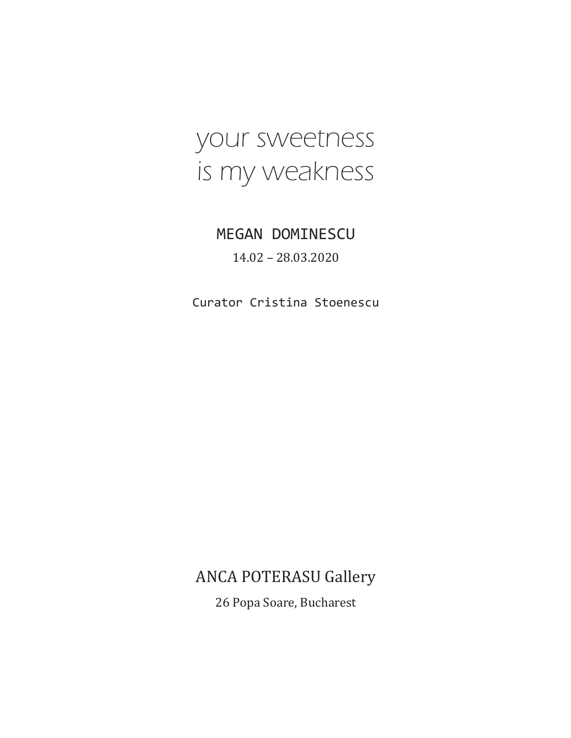# your sweetness
# is my weakness

MEGAN DOMINESCU

14.02 – 28.03.2020

Curator Cristina Stoenescu

ANCA POTERASU Gallery

26 Popa Soare, Bucharest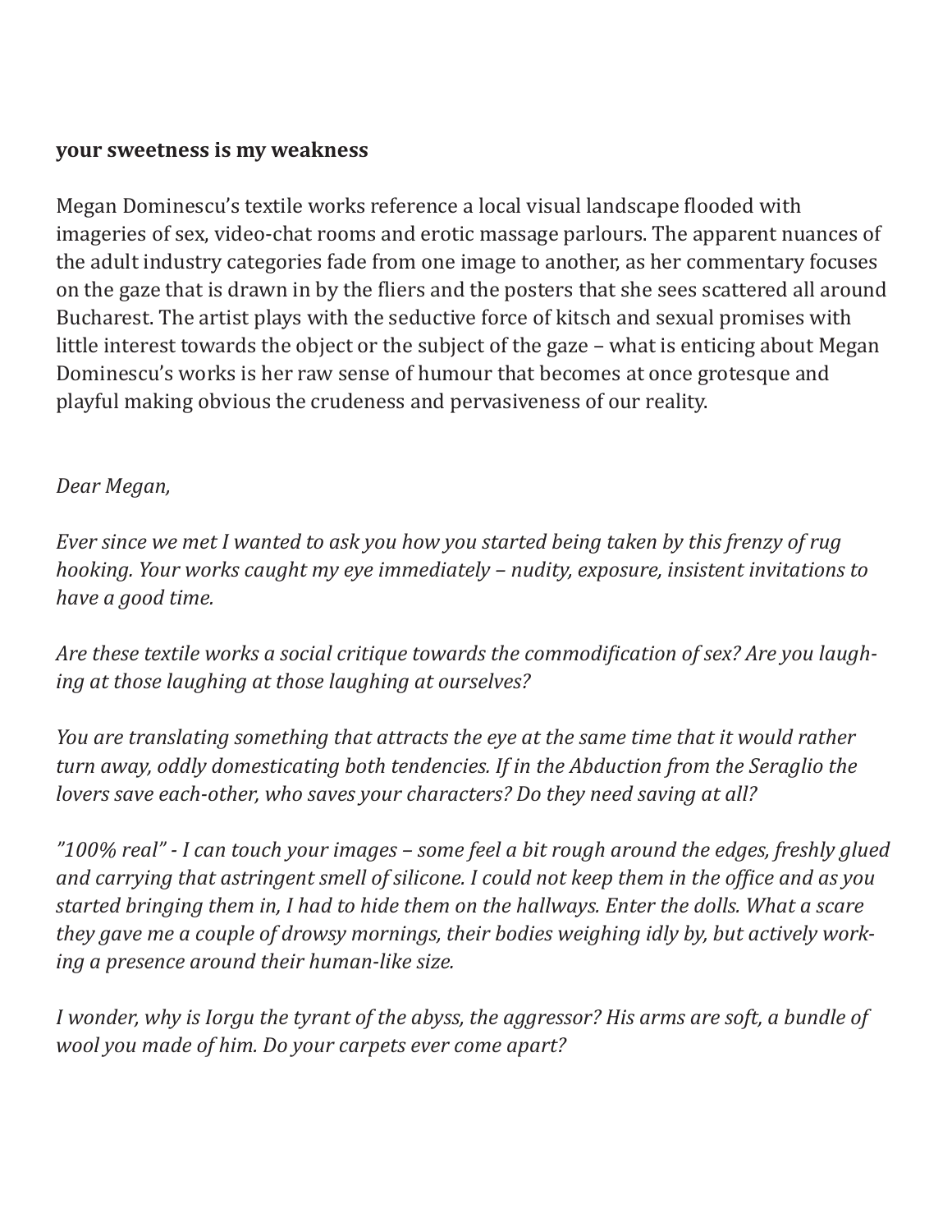**your sweetness is my weakness**

Megan Dominescu's textile works reference a local visual landscape flooded with imageries of sex, video-chat rooms and erotic massage parlours. The apparent nuances of the adult industry categories fade from one image to another, as her commentary focuses on the gaze that is drawn in by the fliers and the posters that she sees scattered all around Bucharest. The artist plays with the seductive force of kitsch and sexual promises with little interest towards the object or the subject of the gaze – what is enticing about Megan Dominescu's works is her raw sense of humour that becomes at once grotesque and playful making obvious the crudeness and pervasiveness of our reality.

*Dear Megan,*

*Ever since we met I wanted to ask you how you started being taken by this frenzy of rug hooking. Your works caught my eye immediately – nudity, exposure, insistent invitations to have a good time.*

*Are these textile works a social critique towards the commodification of sex? Are you laughing at those laughing at those laughing at ourselves?*

*You are translating something that attracts the eye at the same time that it would rather turn away, oddly domesticating both tendencies. If in the Abduction from the Seraglio the lovers save each-other, who saves your characters? Do they need saving at all?*

*"100% real" - I can touch your images – some feel a bit rough around the edges, freshly glued and carrying that astringent smell of silicone. I could not keep them in the office and as you started bringing them in, I had to hide them on the hallways. Enter the dolls. What a scare they gave me a couple of drowsy mornings, their bodies weighing idly by, but actively working a presence around their human-like size.*

*I wonder, why is Iorgu the tyrant of the abyss, the aggressor? His arms are soft, a bundle of wool you made of him. Do your carpets ever come apart?*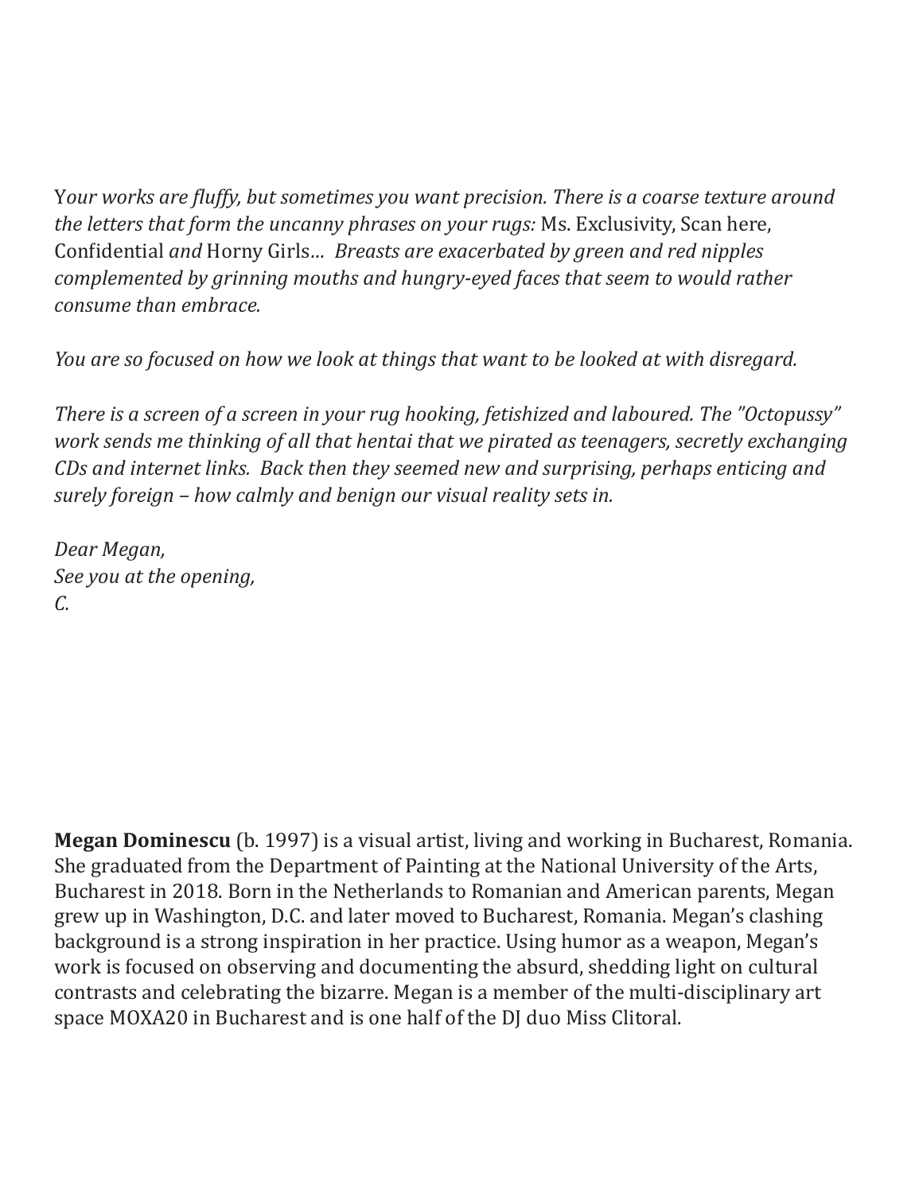*Your works are fluffy, but sometimes you want precision. There is a coarse texture around the letters that form the uncanny phrases on your rugs:* Ms. Exclusivity, Scan here, Confidential *and* Horny Girls… *Breasts are exacerbated by green and red nipples complemented by grinning mouths and hungry-eyed faces that seem to would rather consume than embrace.*

*You are so focused on how we look at things that want to be looked at with disregard.*

*There is a screen of a screen in your rug hooking, fetishized and laboured. The "Octopussy" work sends me thinking of all that hentai that we pirated as teenagers, secretly exchanging CDs and internet links. Back then they seemed new and surprising, perhaps enticing and surely foreign – how calmly and benign our visual reality sets in.*

*Dear Megan,*
*See you at the opening,*
*C.*

**Megan Dominescu** (b. 1997) is a visual artist, living and working in Bucharest, Romania. She graduated from the Department of Painting at the National University of the Arts, Bucharest in 2018. Born in the Netherlands to Romanian and American parents, Megan grew up in Washington, D.C. and later moved to Bucharest, Romania. Megan's clashing background is a strong inspiration in her practice. Using humor as a weapon, Megan's work is focused on observing and documenting the absurd, shedding light on cultural contrasts and celebrating the bizarre. Megan is a member of the multi-disciplinary art space MOXA20 in Bucharest and is one half of the DJ duo Miss Clitoral.